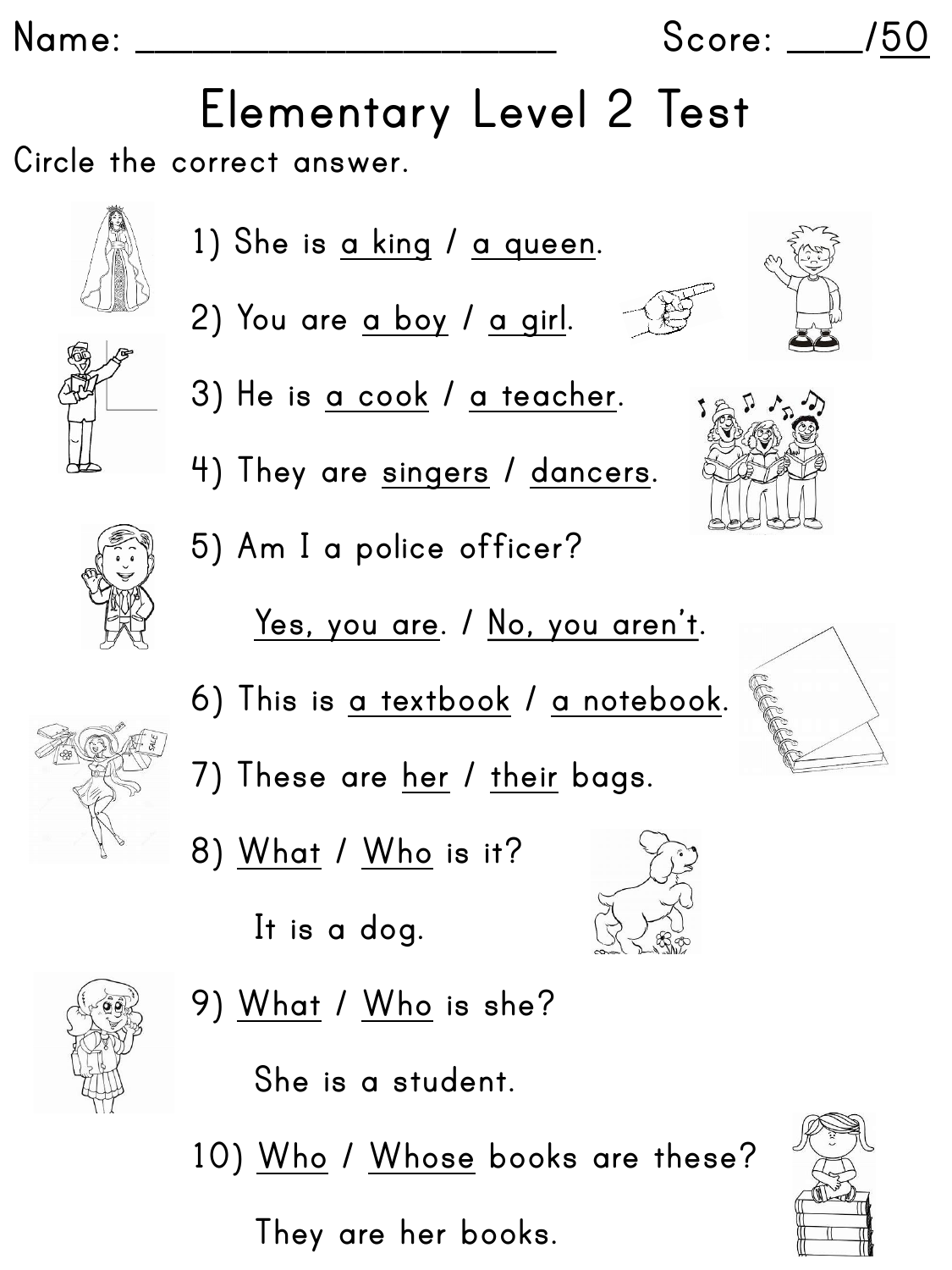Name: ______________________ Score: ____/50

# Elementary Level 2 Test

Circle the correct answer.

1) She is a king / a queen.

2) You are a boy / a girl.

3) He is a cook / a teacher.

4) They are singers / dancers.

5) Am I a police officer?

   Yes, you are. / No, you aren't.

6) This is a textbook / a notebook.

7) These are her / their bags.

8) What / Who is it?

   It is a dog.

9) What / Who is she?

   She is a student.

10) Who / Whose books are these?

   They are her books.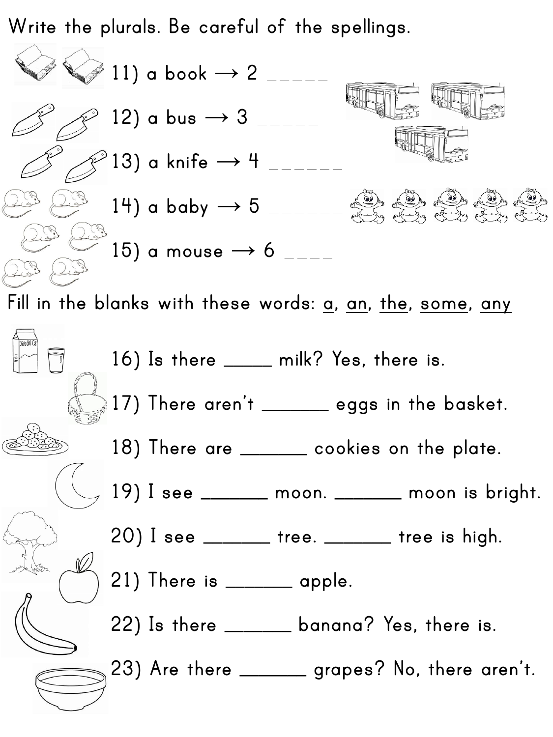Write the plurals. Be careful of the spellings.

11) a book → 2 _____

12) a bus → 3 _____

13) a knife → 4 ______

14) a baby → 5 ______

15) a mouse → 6 ____

Fill in the blanks with these words: <u>a</u>, <u>an</u>, <u>the</u>, <u>some</u>, <u>any</u>

16) Is there _____ milk? Yes, there is.

17) There aren't _______ eggs in the basket.

18) There are _______ cookies on the plate.

19) I see _______ moon. _______ moon is bright.

20) I see _______ tree. _______ tree is high.

21) There is _______ apple.

22) Is there _______ banana? Yes, there is.

23) Are there _______ grapes? No, there aren't.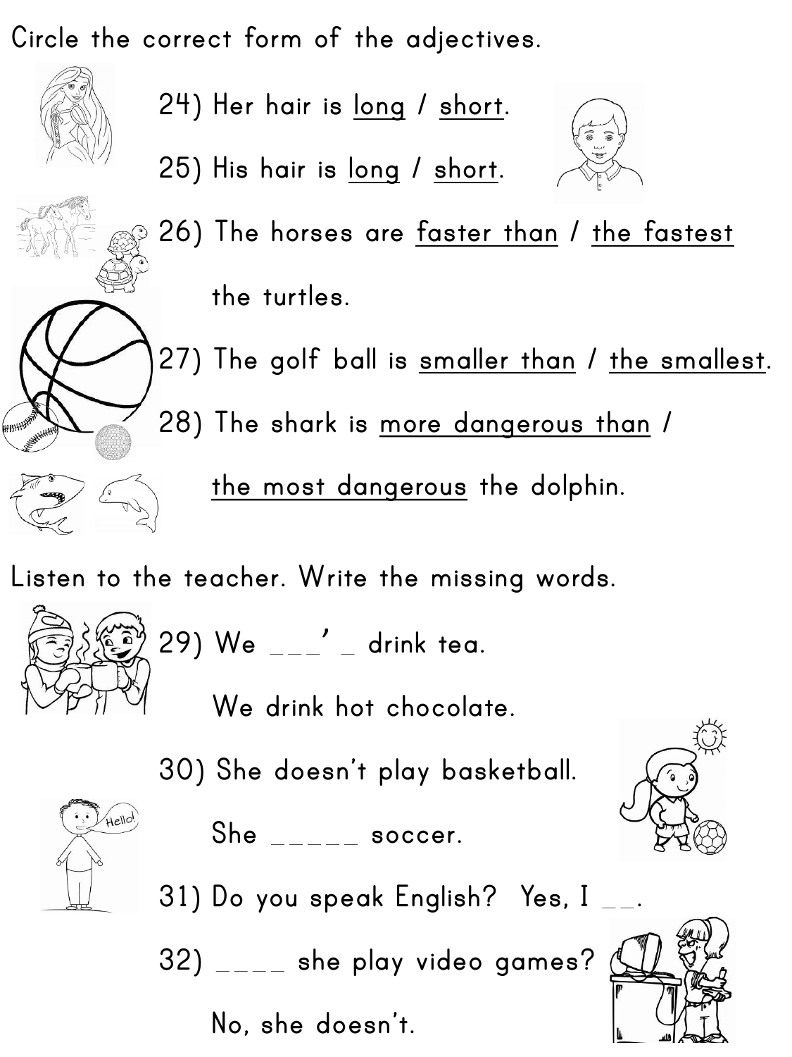Circle the correct form of the adjectives.

24) Her hair is long / short.

25) His hair is long / short.

26) The horses are faster than / the fastest the turtles.

27) The golf ball is smaller than / the smallest.

28) The shark is more dangerous than / the most dangerous the dolphin.

Listen to the teacher. Write the missing words.

29) We ___’ _ drink tea.
We drink hot chocolate.

30) She doesn’t play basketball.
She _____ soccer.

31) Do you speak English? Yes, I __.

32) ____ she play video games?
No, she doesn’t.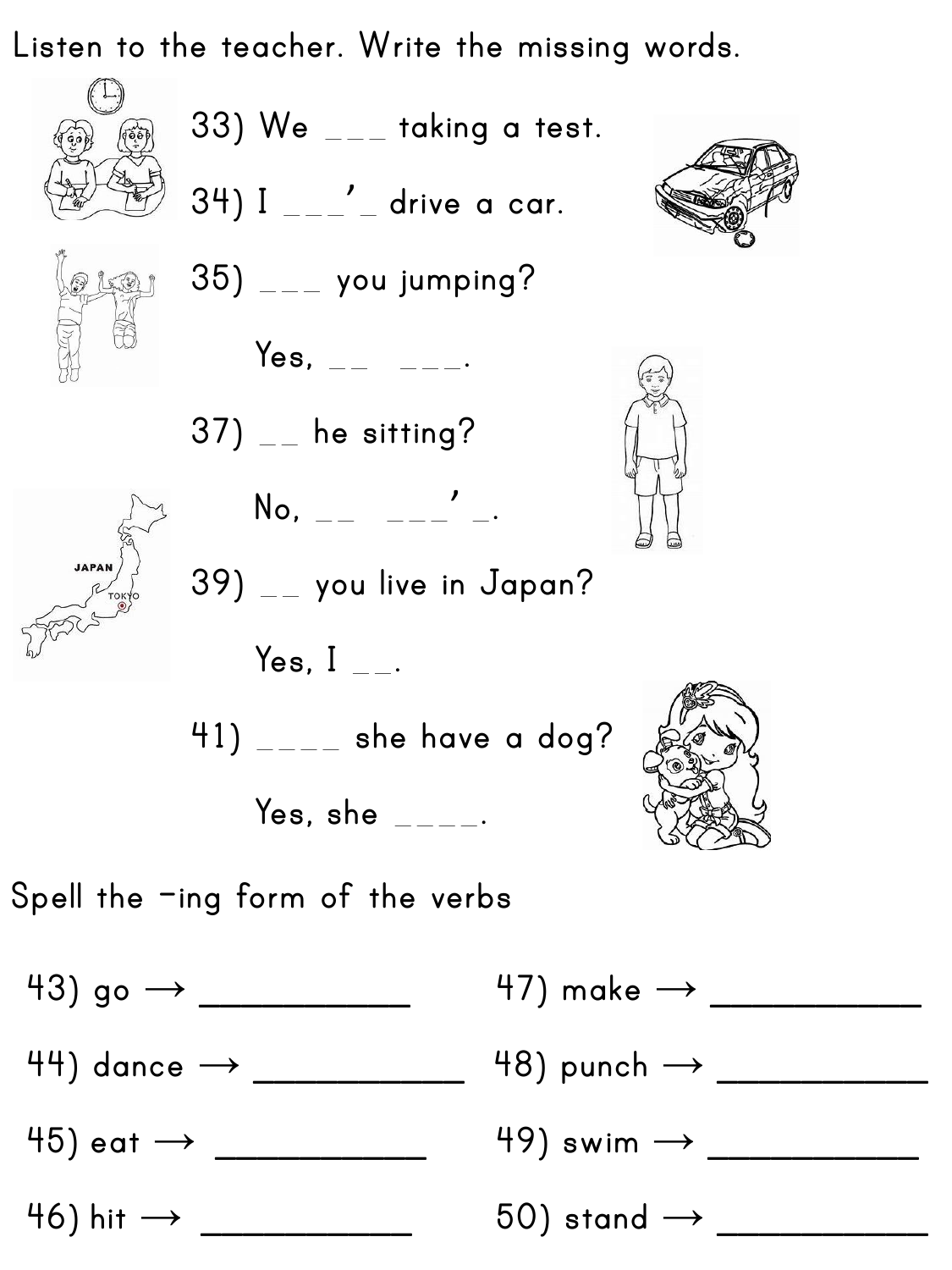Listen to the teacher. Write the missing words.

33) We ___ taking a test.

34) I ___'_ drive a car.

35) ___ you jumping?

Yes, __ ___.

37) __ he sitting?

No, __ ___'_.

39) __ you live in Japan?

Yes, I __.

41) ____ she have a dog?

Yes, she ____.

Spell the -ing form of the verbs

43) go → ___________

44) dance → ___________

45) eat → ___________

46) hit → ___________

47) make → ___________

48) punch → ___________

49) swim → ___________

50) stand → ___________